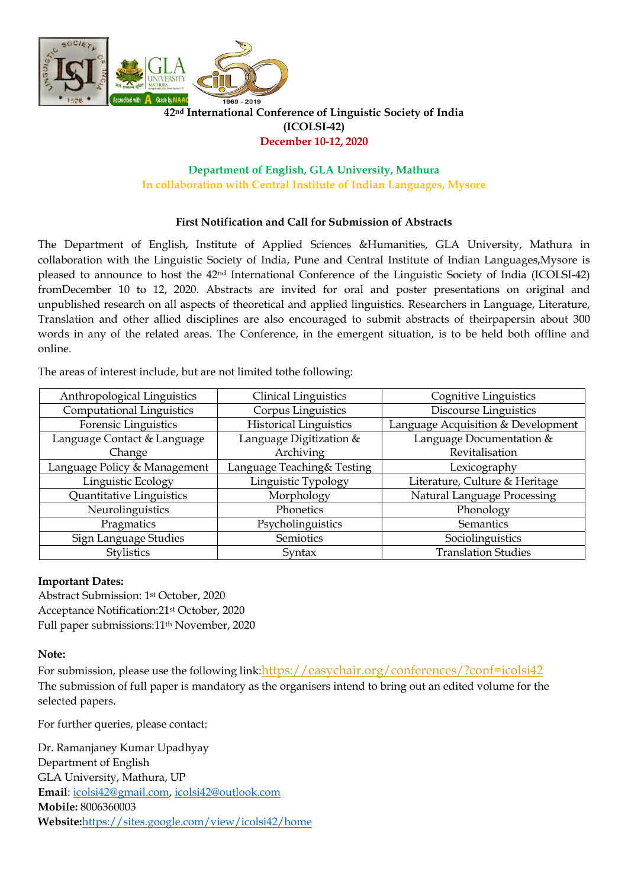# 42nd International Conference of Linguistic Society of India (ICOLSI-42)

**December 10-12, 2020**

**Department of English, GLA University, Mathura**

**In collaboration with Central Institute of Indian Languages, Mysore**

## First Notification and Call for Submission of Abstracts

The Department of English, Institute of Applied Sciences &Humanities, GLA University, Mathura in collaboration with the Linguistic Society of India, Pune and Central Institute of Indian Languages,Mysore is pleased to announce to host the 42nd International Conference of the Linguistic Society of India (ICOLSI-42) fromDecember 10 to 12, 2020. Abstracts are invited for oral and poster presentations on original and unpublished research on all aspects of theoretical and applied linguistics. Researchers in Language, Literature, Translation and other allied disciplines are also encouraged to submit abstracts of theirpapersin about 300 words in any of the related areas. The Conference, in the emergent situation, is to be held both offline and online.

The areas of interest include, but are not limited tothe following:

| | | |
|---|---|---|
| Anthropological Linguistics | Clinical Linguistics | Cognitive Linguistics |
| Computational Linguistics | Corpus Linguistics | Discourse Linguistics |
| Forensic Linguistics | Historical Linguistics | Language Acquisition & Development |
| Language Contact & Language Change | Language Digitization & Archiving | Language Documentation & Revitalisation |
| Language Policy & Management | Language Teaching& Testing | Lexicography |
| Linguistic Ecology | Linguistic Typology | Literature, Culture & Heritage |
| Quantitative Linguistics | Morphology | Natural Language Processing |
| Neurolinguistics | Phonetics | Phonology |
| Pragmatics | Psycholinguistics | Semantics |
| Sign Language Studies | Semiotics | Sociolinguistics |
| Stylistics | Syntax | Translation Studies |

**Important Dates:**

Abstract Submission: 1st October, 2020
Acceptance Notification:21st October, 2020
Full paper submissions:11th November, 2020

**Note:**

For submission, please use the following link:https://easychair.org/conferences/?conf=icolsi42
The submission of full paper is mandatory as the organisers intend to bring out an edited volume for the selected papers.

For further queries, please contact:

Dr. Ramanjaney Kumar Upadhyay
Department of English
GLA University, Mathura, UP
**Email**: icolsi42@gmail.com, icolsi42@outlook.com
**Mobile:** 8006360003
**Website:**https://sites.google.com/view/icolsi42/home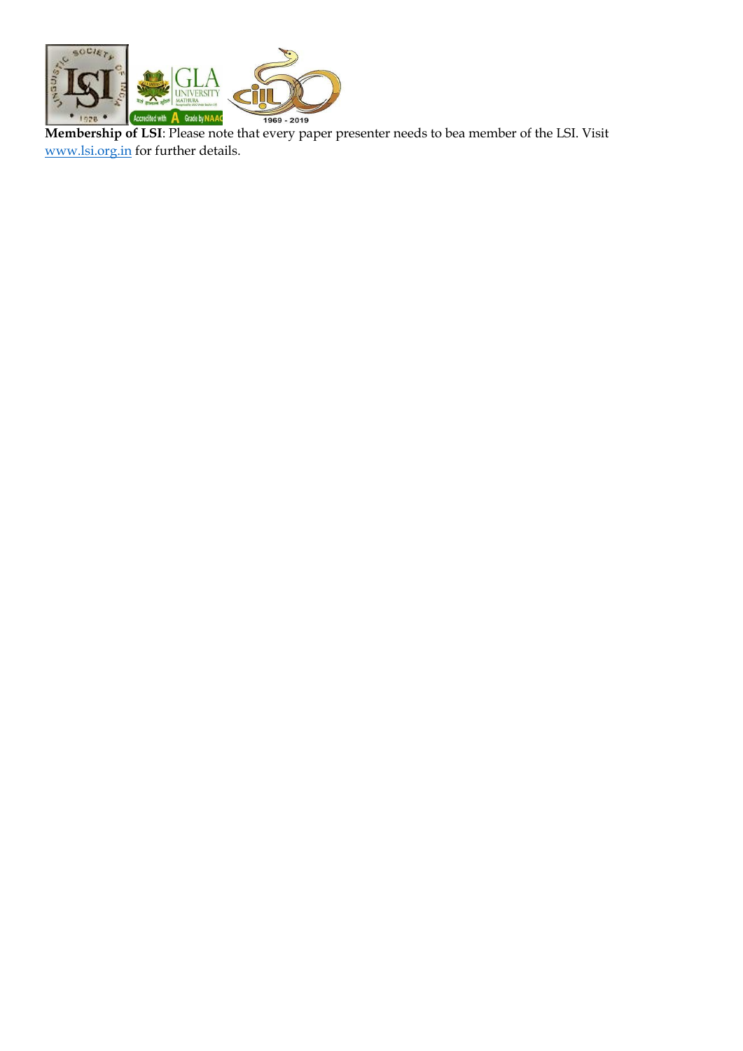**Membership of LSI**: Please note that every paper presenter needs to bea member of the LSI. Visit www.lsi.org.in for further details.